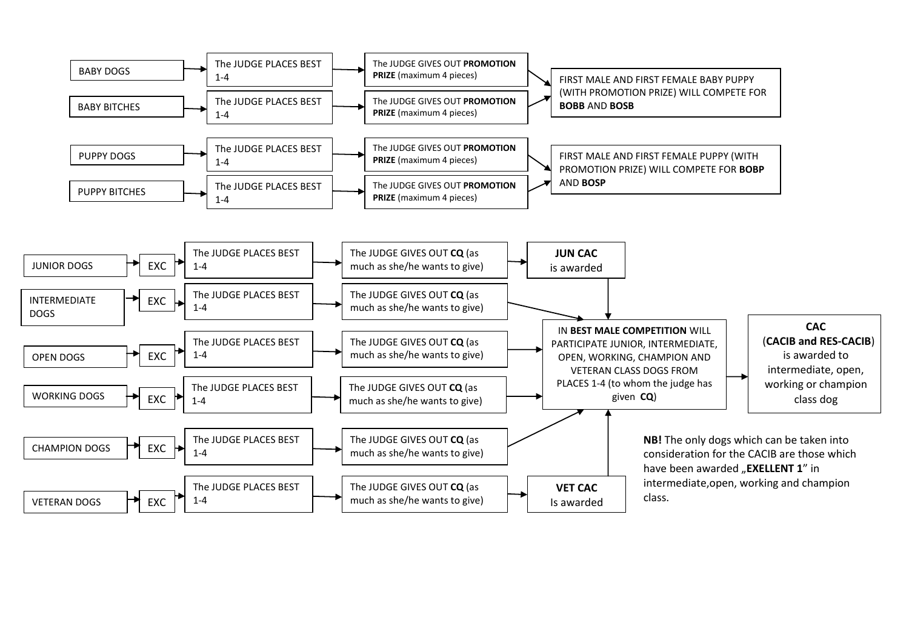BABY DOGS → The JUDGE PLACES BEST 1-4 → The JUDGE GIVES OUT **PROMOTION PRIZE** (maximum 4 pieces)

BABY BITCHES → The JUDGE PLACES BEST 1-4 → The JUDGE GIVES OUT **PROMOTION PRIZE** (maximum 4 pieces)

→ FIRST MALE AND FIRST FEMALE BABY PUPPY (WITH PROMOTION PRIZE) WILL COMPETE FOR **BOBB** AND **BOSB**

PUPPY DOGS → The JUDGE PLACES BEST 1-4 → The JUDGE GIVES OUT **PROMOTION PRIZE** (maximum 4 pieces)

PUPPY BITCHES → The JUDGE PLACES BEST 1-4 → The JUDGE GIVES OUT **PROMOTION PRIZE** (maximum 4 pieces)

→ FIRST MALE AND FIRST FEMALE PUPPY (WITH PROMOTION PRIZE) WILL COMPETE FOR **BOBP** AND **BOSP**

JUNIOR DOGS → EXC → The JUDGE PLACES BEST 1-4 → The JUDGE GIVES OUT **CQ** (as much as she/he wants to give) → **JUN CAC** is awarded

INTERMEDIATE DOGS → EXC → The JUDGE PLACES BEST 1-4 → The JUDGE GIVES OUT **CQ** (as much as she/he wants to give)

OPEN DOGS → EXC → The JUDGE PLACES BEST 1-4 → The JUDGE GIVES OUT **CQ** (as much as she/he wants to give)

WORKING DOGS → EXC → The JUDGE PLACES BEST 1-4 → The JUDGE GIVES OUT **CQ** (as much as she/he wants to give)

CHAMPION DOGS → EXC → The JUDGE PLACES BEST 1-4 → The JUDGE GIVES OUT **CQ** (as much as she/he wants to give)

VETERAN DOGS → EXC → The JUDGE PLACES BEST 1-4 → The JUDGE GIVES OUT **CQ** (as much as she/he wants to give) → **VET CAC** Is awarded

IN **BEST MALE COMPETITION** WILL PARTICIPATE JUNIOR, INTERMEDIATE, OPEN, WORKING, CHAMPION AND VETERAN CLASS DOGS FROM PLACES 1-4 (to whom the judge has given **CQ**)

→ **CAC** (**CACIB and RES-CACIB**) is awarded to intermediate, open, working or champion class dog

**NB!** The only dogs which can be taken into consideration for the CACIB are those which have been awarded „**EXELLENT 1**" in intermediate,open, working and champion class.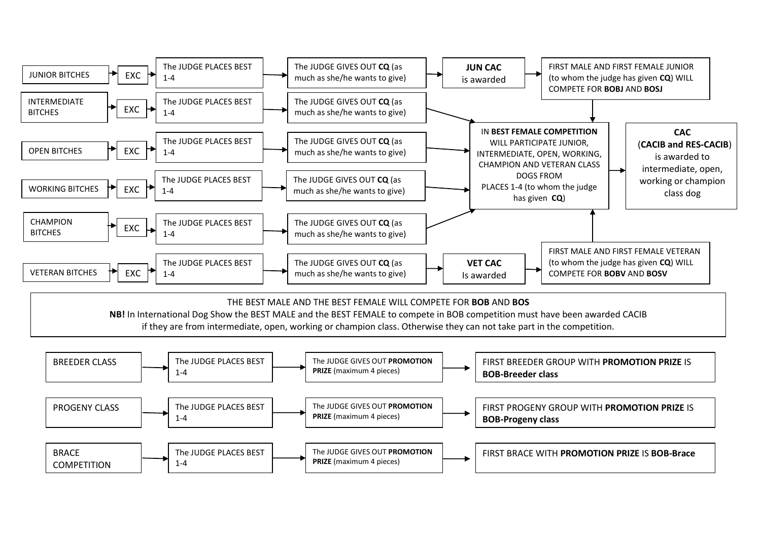JUNIOR BITCHES → EXC → The JUDGE PLACES BEST 1-4 → The JUDGE GIVES OUT **CQ** (as much as she/he wants to give) → **JUN CAC** is awarded → FIRST MALE AND FIRST FEMALE JUNIOR (to whom the judge has given **CQ**) WILL COMPETE FOR **BOBJ** AND **BOSJ**

INTERMEDIATE BITCHES → EXC → The JUDGE PLACES BEST 1-4 → The JUDGE GIVES OUT **CQ** (as much as she/he wants to give)

OPEN BITCHES → EXC → The JUDGE PLACES BEST 1-4 → The JUDGE GIVES OUT **CQ** (as much as she/he wants to give)

WORKING BITCHES → EXC → The JUDGE PLACES BEST 1-4 → The JUDGE GIVES OUT **CQ** (as much as she/he wants to give)

CHAMPION BITCHES → EXC → The JUDGE PLACES BEST 1-4 → The JUDGE GIVES OUT **CQ** (as much as she/he wants to give)

VETERAN BITCHES → EXC → The JUDGE PLACES BEST 1-4 → The JUDGE GIVES OUT **CQ** (as much as she/he wants to give) → **VET CAC** Is awarded → FIRST MALE AND FIRST FEMALE VETERAN (to whom the judge has given **CQ**) WILL COMPETE FOR **BOBV** AND **BOSV**

IN **BEST FEMALE COMPETITION** WILL PARTICIPATE JUNIOR, INTERMEDIATE, OPEN, WORKING, CHAMPION AND VETERAN CLASS DOGS FROM PLACES 1-4 (to whom the judge has given **CQ**) → **CAC** (**CACIB and RES-CACIB**) is awarded to intermediate, open, working or champion class dog

THE BEST MALE AND THE BEST FEMALE WILL COMPETE FOR **BOB** AND **BOS**

**NB!** In International Dog Show the BEST MALE and the BEST FEMALE to compete in BOB competition must have been awarded CACIB if they are from intermediate, open, working or champion class. Otherwise they can not take part in the competition.

BREEDER CLASS → The JUDGE PLACES BEST 1-4 → The JUDGE GIVES OUT **PROMOTION PRIZE** (maximum 4 pieces) → FIRST BREEDER GROUP WITH **PROMOTION PRIZE** IS **BOB-Breeder class**

PROGENY CLASS → The JUDGE PLACES BEST 1-4 → The JUDGE GIVES OUT **PROMOTION PRIZE** (maximum 4 pieces) → FIRST PROGENY GROUP WITH **PROMOTION PRIZE** IS **BOB-Progeny class**

BRACE COMPETITION → The JUDGE PLACES BEST 1-4 → The JUDGE GIVES OUT **PROMOTION PRIZE** (maximum 4 pieces) → FIRST BRACE WITH **PROMOTION PRIZE** IS **BOB-Brace**